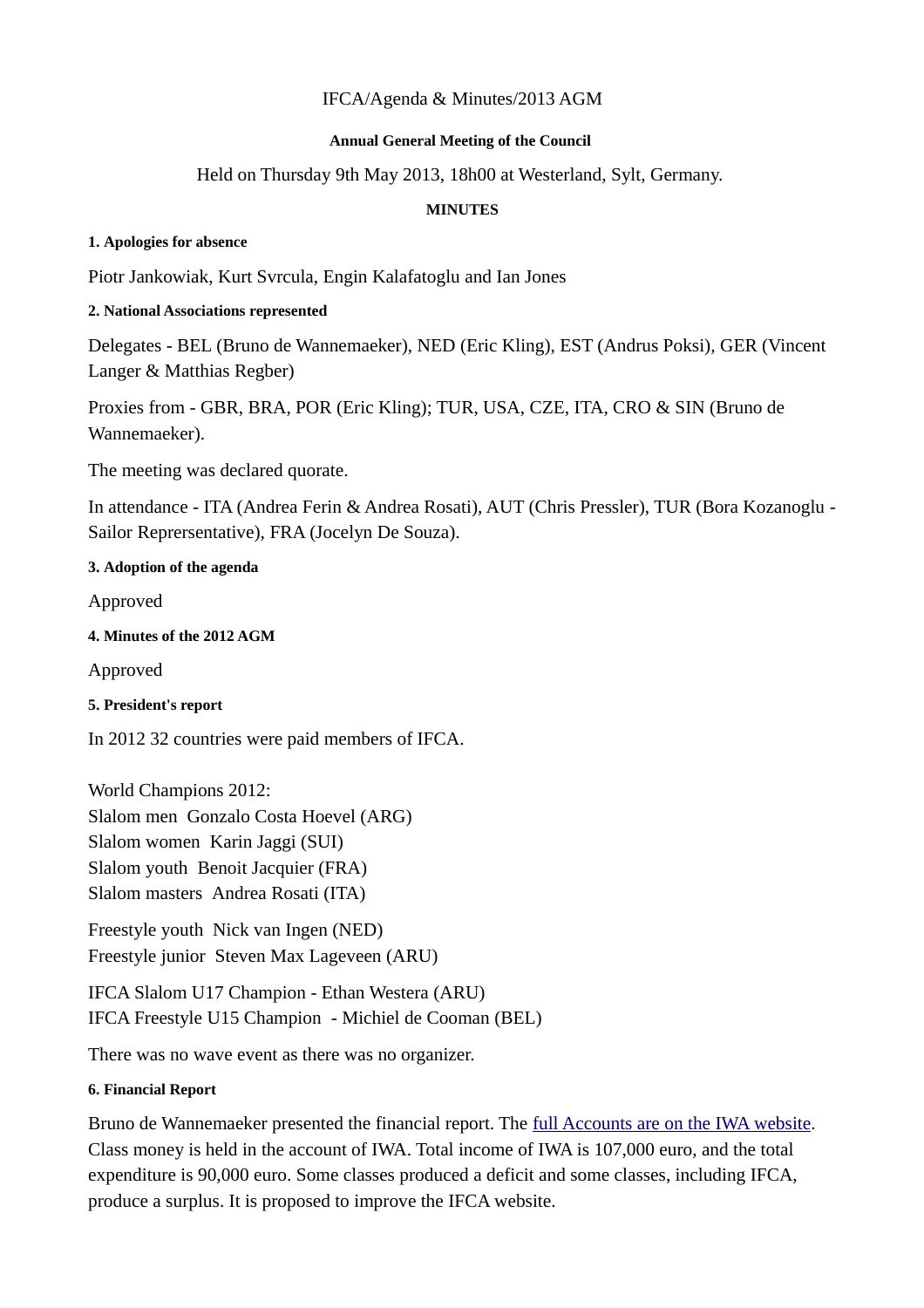IFCA/Agenda & Minutes/2013 AGM

**Annual General Meeting of the Council**

Held on Thursday 9th May 2013, 18h00 at Westerland, Sylt, Germany.

**MINUTES**

#### 1. Apologies for absence

Piotr Jankowiak, Kurt Svrcula, Engin Kalafatoglu and Ian Jones

#### 2. National Associations represented

Delegates - BEL (Bruno de Wannemaeker), NED (Eric Kling), EST (Andrus Poksi), GER (Vincent Langer & Matthias Regber)

Proxies from - GBR, BRA, POR (Eric Kling); TUR, USA, CZE, ITA, CRO & SIN (Bruno de Wannemaeker).

The meeting was declared quorate.

In attendance - ITA (Andrea Ferin & Andrea Rosati), AUT (Chris Pressler), TUR (Bora Kozanoglu - Sailor Reprersentative), FRA (Jocelyn De Souza).

#### 3. Adoption of the agenda

Approved

#### 4. Minutes of the 2012 AGM

Approved

#### 5. President's report

In 2012 32 countries were paid members of IFCA.

World Champions 2012:  
Slalom men Gonzalo Costa Hoevel (ARG)  
Slalom women Karin Jaggi (SUI)  
Slalom youth Benoit Jacquier (FRA)  
Slalom masters Andrea Rosati (ITA)

Freestyle youth Nick van Ingen (NED)  
Freestyle junior Steven Max Lageveen (ARU)

IFCA Slalom U17 Champion - Ethan Westera (ARU)  
IFCA Freestyle U15 Champion - Michiel de Cooman (BEL)

There was no wave event as there was no organizer.

#### 6. Financial Report

Bruno de Wannemaeker presented the financial report. The full Accounts are on the IWA website. Class money is held in the account of IWA. Total income of IWA is 107,000 euro, and the total expenditure is 90,000 euro. Some classes produced a deficit and some classes, including IFCA, produce a surplus. It is proposed to improve the IFCA website.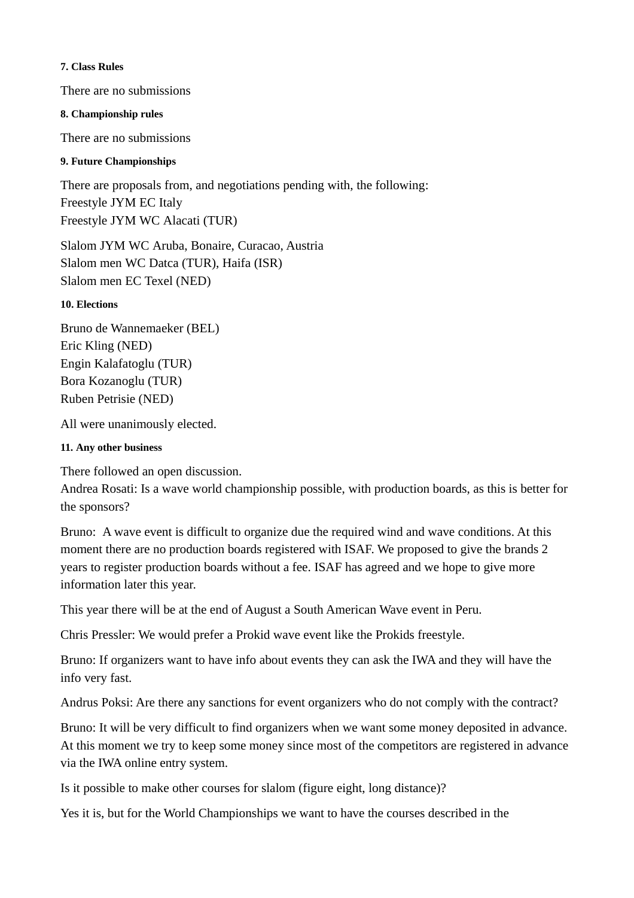#### 7. Class Rules

There are no submissions

#### 8. Championship rules

There are no submissions

#### 9. Future Championships

There are proposals from, and negotiations pending with, the following:
Freestyle JYM EC Italy
Freestyle JYM WC Alacati (TUR)

Slalom JYM WC Aruba, Bonaire, Curacao, Austria
Slalom men WC Datca (TUR), Haifa (ISR)
Slalom men EC Texel (NED)

#### 10. Elections

Bruno de Wannemaeker (BEL)
Eric Kling (NED)
Engin Kalafatoglu (TUR)
Bora Kozanoglu (TUR)
Ruben Petrisie (NED)

All were unanimously elected.

#### 11. Any other business

There followed an open discussion.
Andrea Rosati: Is a wave world championship possible, with production boards, as this is better for the sponsors?

Bruno: A wave event is difficult to organize due the required wind and wave conditions. At this moment there are no production boards registered with ISAF. We proposed to give the brands 2 years to register production boards without a fee. ISAF has agreed and we hope to give more information later this year.

This year there will be at the end of August a South American Wave event in Peru.

Chris Pressler: We would prefer a Prokid wave event like the Prokids freestyle.

Bruno: If organizers want to have info about events they can ask the IWA and they will have the info very fast.

Andrus Poksi: Are there any sanctions for event organizers who do not comply with the contract?

Bruno: It will be very difficult to find organizers when we want some money deposited in advance. At this moment we try to keep some money since most of the competitors are registered in advance via the IWA online entry system.

Is it possible to make other courses for slalom (figure eight, long distance)?

Yes it is, but for the World Championships we want to have the courses described in the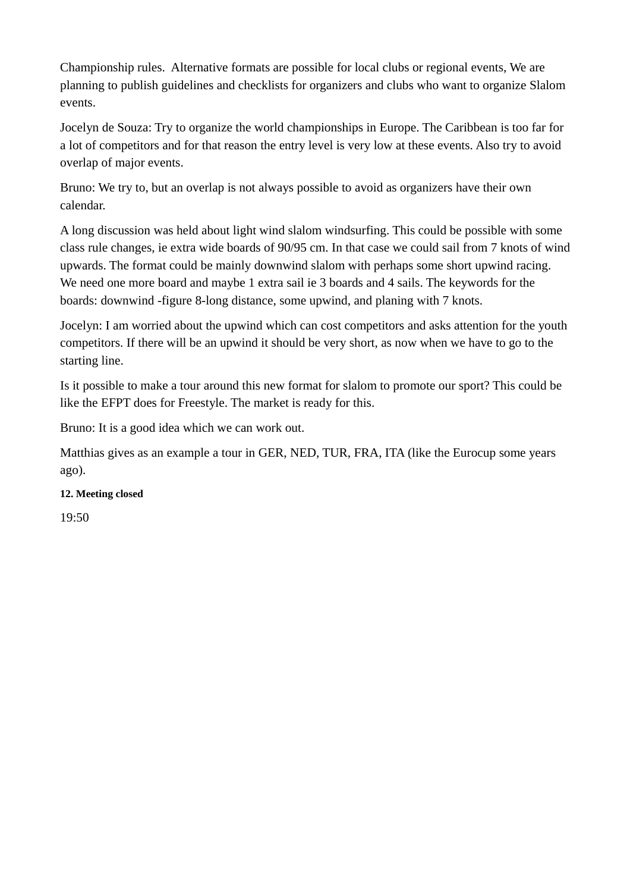Championship rules. Alternative formats are possible for local clubs or regional events, We are planning to publish guidelines and checklists for organizers and clubs who want to organize Slalom events.

Jocelyn de Souza: Try to organize the world championships in Europe. The Caribbean is too far for a lot of competitors and for that reason the entry level is very low at these events. Also try to avoid overlap of major events.

Bruno: We try to, but an overlap is not always possible to avoid as organizers have their own calendar.

A long discussion was held about light wind slalom windsurfing. This could be possible with some class rule changes, ie extra wide boards of 90/95 cm. In that case we could sail from 7 knots of wind upwards. The format could be mainly downwind slalom with perhaps some short upwind racing. We need one more board and maybe 1 extra sail ie 3 boards and 4 sails. The keywords for the boards: downwind -figure 8-long distance, some upwind, and planing with 7 knots.

Jocelyn: I am worried about the upwind which can cost competitors and asks attention for the youth competitors. If there will be an upwind it should be very short, as now when we have to go to the starting line.

Is it possible to make a tour around this new format for slalom to promote our sport? This could be like the EFPT does for Freestyle. The market is ready for this.

Bruno: It is a good idea which we can work out.

Matthias gives as an example a tour in GER, NED, TUR, FRA, ITA (like the Eurocup some years ago).

**12. Meeting closed**

19:50